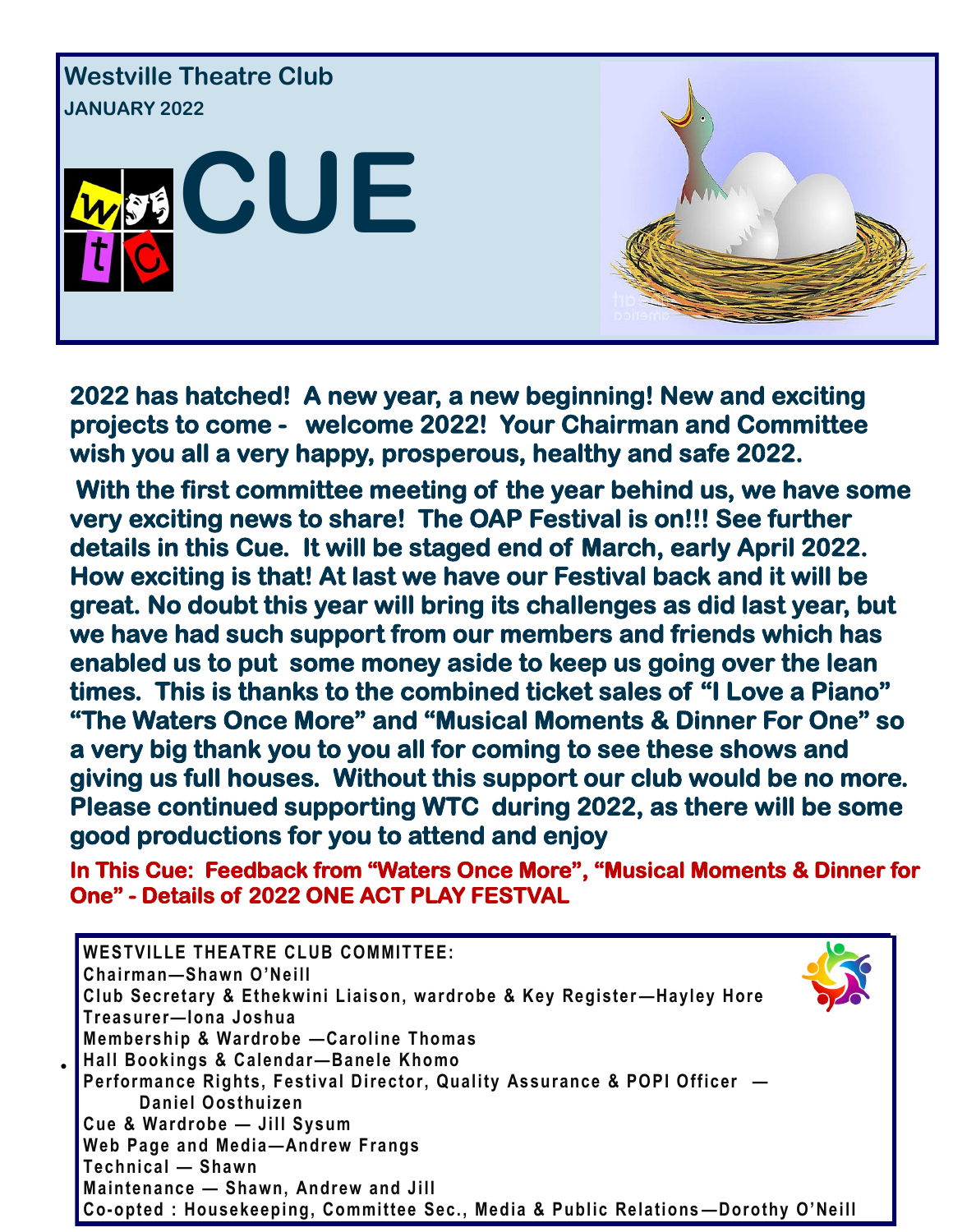**Westville Theatre Club**

**JANUARY 2022**

# CUE

**2022 has hatched! A new year, a new beginning! New and exciting projects to come - welcome 2022! Your Chairman and Committee wish you all a very happy, prosperous, healthy and safe 2022.**

**With the first committee meeting of the year behind us, we have some very exciting news to share! The OAP Festival is on!!! See further details in this Cue. It will be staged end of March, early April 2022. How exciting is that! At last we have our Festival back and it will be great. No doubt this year will bring its challenges as did last year, but we have had such support from our members and friends which has enabled us to put some money aside to keep us going over the lean times. This is thanks to the combined ticket sales of "I Love a Piano" "The Waters Once More" and "Musical Moments & Dinner For One" so a very big thank you to you all for coming to see these shows and giving us full houses. Without this support our club would be no more. Please continued supporting WTC during 2022, as there will be some good productions for you to attend and enjoy**

**In This Cue: Feedback from "Waters Once More", "Musical Moments & Dinner for One" - Details of 2022 ONE ACT PLAY FESTVAL**

**WESTVILLE THEATRE CLUB COMMITTEE:**
- Chairman—Shawn O'Neill
- Club Secretary & Ethekwini Liaison, wardrobe & Key Register—Hayley Hore
- Treasurer—Iona Joshua
- Membership & Wardrobe —Caroline Thomas
- Hall Bookings & Calendar—Banele Khomo
- Performance Rights, Festival Director, Quality Assurance & POPI Officer — Daniel Oosthuizen
- Cue & Wardrobe — Jill Sysum
- Web Page and Media—Andrew Frangs
- Technical — Shawn
- Maintenance — Shawn, Andrew and Jill
- Co-opted : Housekeeping, Committee Sec., Media & Public Relations—Dorothy O'Neill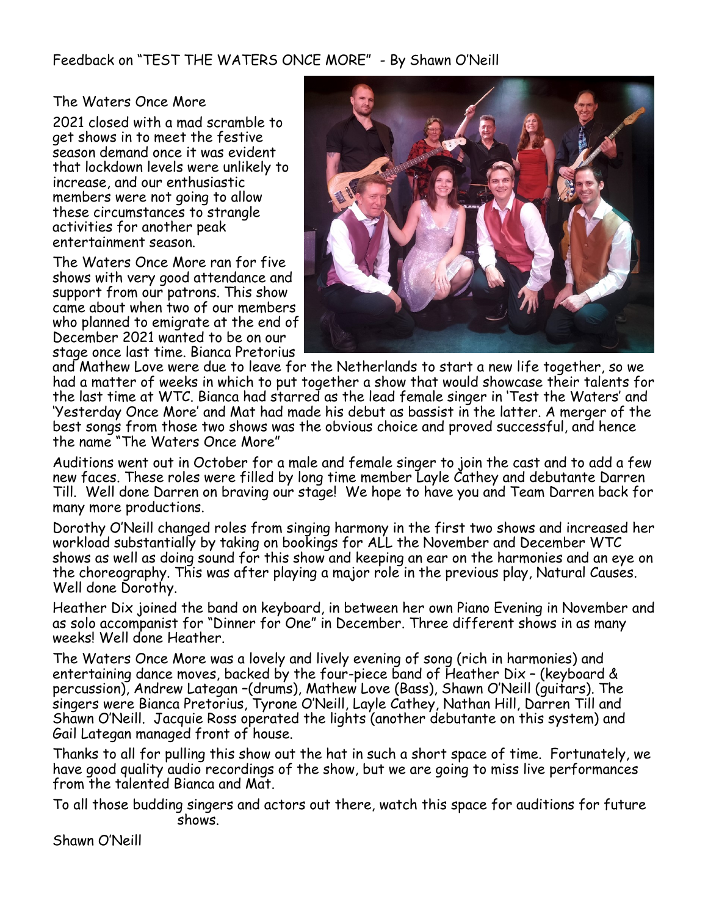Feedback on "TEST THE WATERS ONCE MORE" - By Shawn O'Neill

The Waters Once More

2021 closed with a mad scramble to get shows in to meet the festive season demand once it was evident that lockdown levels were unlikely to increase, and our enthusiastic members were not going to allow these circumstances to strangle activities for another peak entertainment season.

The Waters Once More ran for five shows with very good attendance and support from our patrons. This show came about when two of our members who planned to emigrate at the end of December 2021 wanted to be on our stage once last time. Bianca Pretorius and Mathew Love were due to leave for the Netherlands to start a new life together, so we had a matter of weeks in which to put together a show that would showcase their talents for the last time at WTC. Bianca had starred as the lead female singer in 'Test the Waters' and 'Yesterday Once More' and Mat had made his debut as bassist in the latter. A merger of the best songs from those two shows was the obvious choice and proved successful, and hence the name "The Waters Once More"

Auditions went out in October for a male and female singer to join the cast and to add a few new faces. These roles were filled by long time member Layle Cathey and debutante Darren Till. Well done Darren on braving our stage! We hope to have you and Team Darren back for many more productions.

Dorothy O'Neill changed roles from singing harmony in the first two shows and increased her workload substantially by taking on bookings for ALL the November and December WTC shows as well as doing sound for this show and keeping an ear on the harmonies and an eye on the choreography. This was after playing a major role in the previous play, Natural Causes. Well done Dorothy.

Heather Dix joined the band on keyboard, in between her own Piano Evening in November and as solo accompanist for "Dinner for One" in December. Three different shows in as many weeks! Well done Heather.

The Waters Once More was a lovely and lively evening of song (rich in harmonies) and entertaining dance moves, backed by the four-piece band of Heather Dix – (keyboard & percussion), Andrew Lategan –(drums), Mathew Love (Bass), Shawn O'Neill (guitars). The singers were Bianca Pretorius, Tyrone O'Neill, Layle Cathey, Nathan Hill, Darren Till and Shawn O'Neill. Jacquie Ross operated the lights (another debutante on this system) and Gail Lategan managed front of house.

Thanks to all for pulling this show out the hat in such a short space of time. Fortunately, we have good quality audio recordings of the show, but we are going to miss live performances from the talented Bianca and Mat.

To all those budding singers and actors out there, watch this space for auditions for future shows.

Shawn O'Neill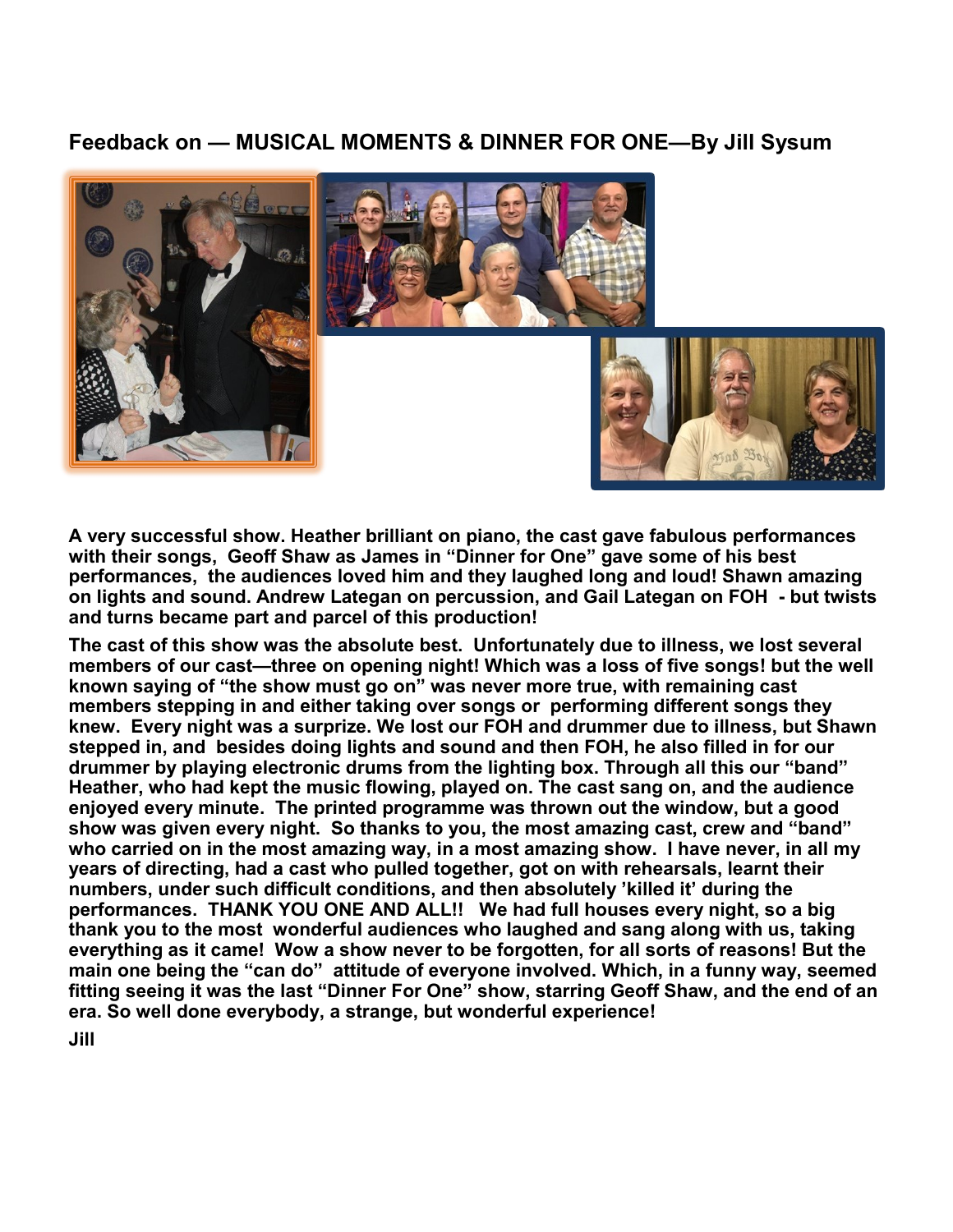## Feedback on — MUSICAL MOMENTS & DINNER FOR ONE—By Jill Sysum

**A very successful show. Heather brilliant on piano, the cast gave fabulous performances with their songs, Geoff Shaw as James in "Dinner for One" gave some of his best performances, the audiences loved him and they laughed long and loud! Shawn amazing on lights and sound. Andrew Lategan on percussion, and Gail Lategan on FOH - but twists and turns became part and parcel of this production!**

**The cast of this show was the absolute best. Unfortunately due to illness, we lost several members of our cast—three on opening night! Which was a loss of five songs! but the well known saying of "the show must go on" was never more true, with remaining cast members stepping in and either taking over songs or performing different songs they knew. Every night was a surprize. We lost our FOH and drummer due to illness, but Shawn stepped in, and besides doing lights and sound and then FOH, he also filled in for our drummer by playing electronic drums from the lighting box. Through all this our "band" Heather, who had kept the music flowing, played on. The cast sang on, and the audience enjoyed every minute. The printed programme was thrown out the window, but a good show was given every night. So thanks to you, the most amazing cast, crew and "band" who carried on in the most amazing way, in a most amazing show. I have never, in all my years of directing, had a cast who pulled together, got on with rehearsals, learnt their numbers, under such difficult conditions, and then absolutely 'killed it' during the performances. THANK YOU ONE AND ALL!! We had full houses every night, so a big thank you to the most wonderful audiences who laughed and sang along with us, taking everything as it came! Wow a show never to be forgotten, for all sorts of reasons! But the main one being the "can do" attitude of everyone involved. Which, in a funny way, seemed fitting seeing it was the last "Dinner For One" show, starring Geoff Shaw, and the end of an era. So well done everybody, a strange, but wonderful experience!**

**Jill**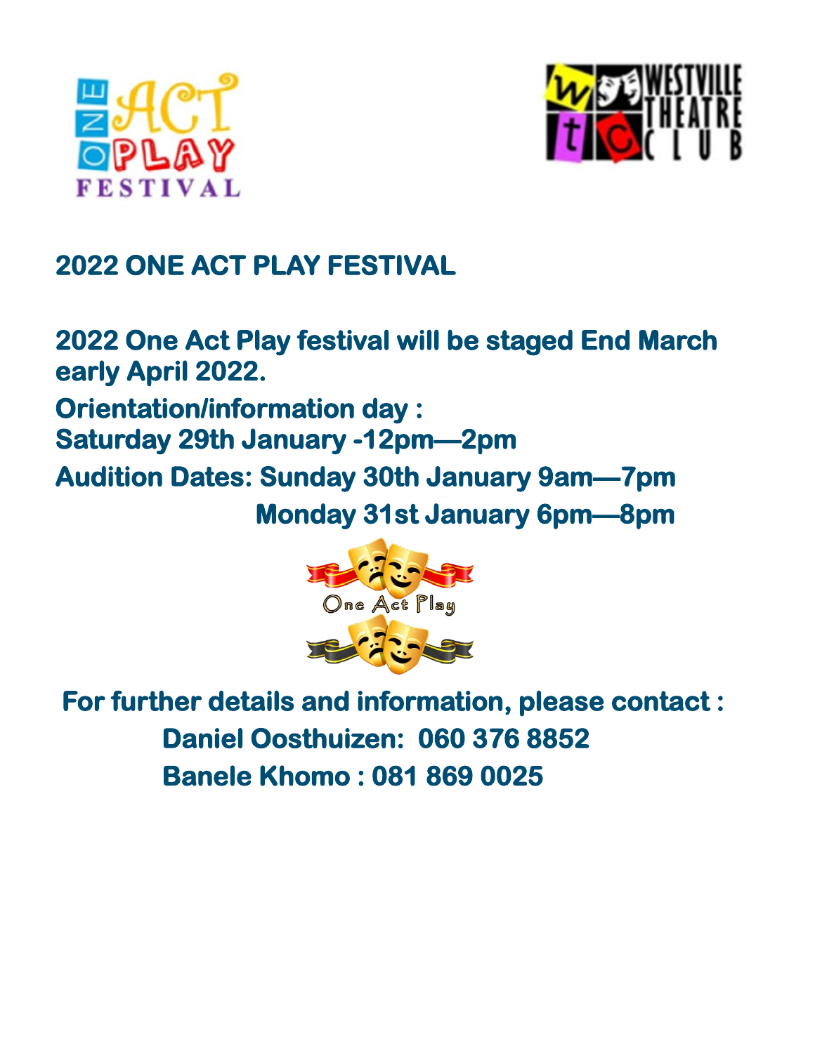## 2022 ONE ACT PLAY FESTIVAL

**2022 One Act Play festival will be staged End March early April 2022.**

**Orientation/information day :**
**Saturday 29th January -12pm—2pm**

**Audition Dates: Sunday 30th January 9am—7pm**
**Monday 31st January 6pm—8pm**

**For further details and information, please contact :**

**Daniel Oosthuizen: 060 376 8852**

**Banele Khomo : 081 869 0025**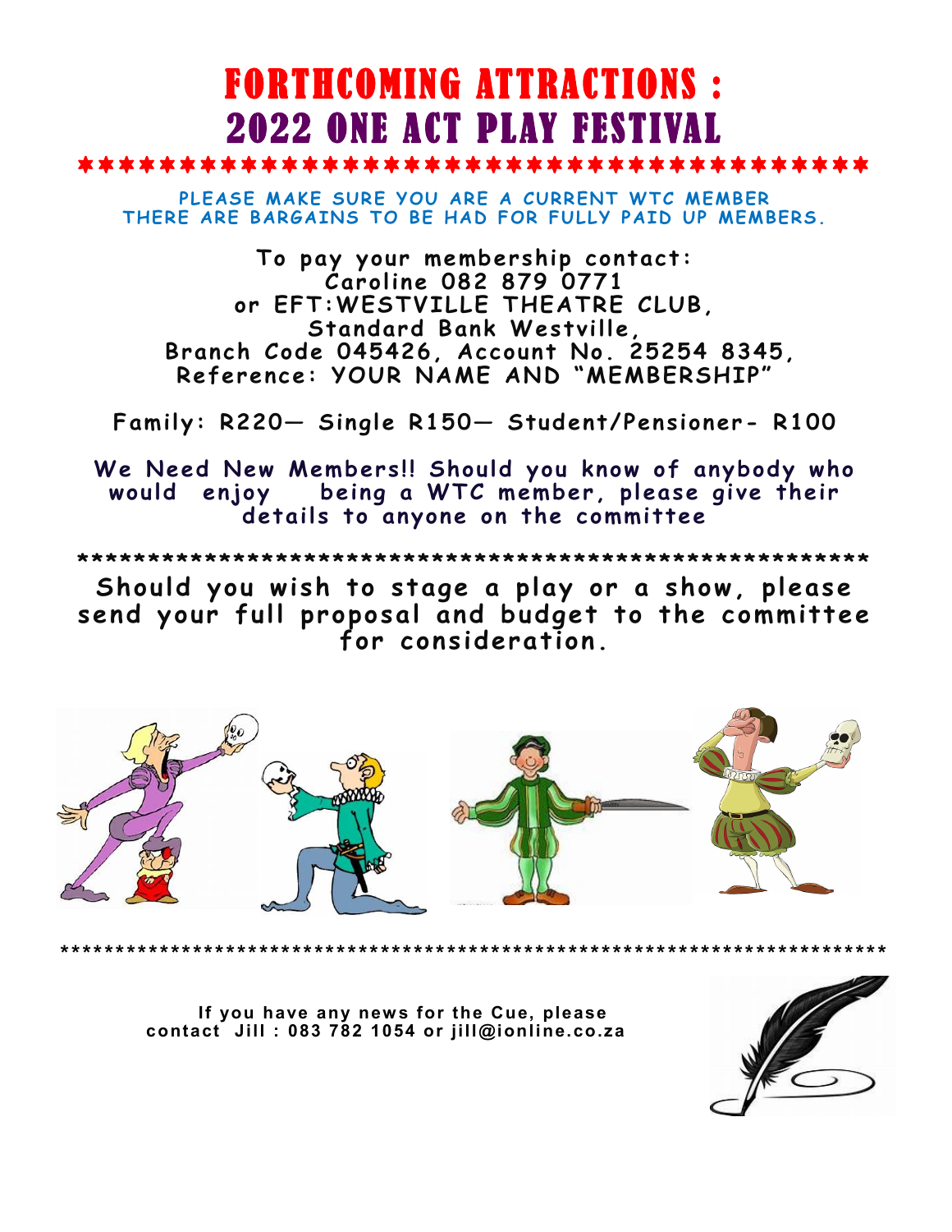# FORTHCOMING ATTRACTIONS :
# 2022 ONE ACT PLAY FESTIVAL

****************************************

**PLEASE MAKE SURE YOU ARE A CURRENT WTC MEMBER**
**THERE ARE BARGAINS TO BE HAD FOR FULLY PAID UP MEMBERS.**

**To pay your membership contact:**
**Caroline 082 879 0771**
**or EFT:WESTVILLE THEATRE CLUB,**
**Standard Bank Westville,**
**Branch Code 045426, Account No. 25254 8345,**
**Reference: YOUR NAME AND "MEMBERSHIP"**

**Family: R220— Single R150— Student/Pensioner- R100**

**We Need New Members!! Should you know of anybody who would enjoy being a WTC member, please give their details to anyone on the committee**

****************************************************

**Should you wish to stage a play or a show, please send your full proposal and budget to the committee for consideration.**

****************************************************************************

**If you have any news for the Cue, please contact Jill : 083 782 1054 or jill@ionline.co.za**